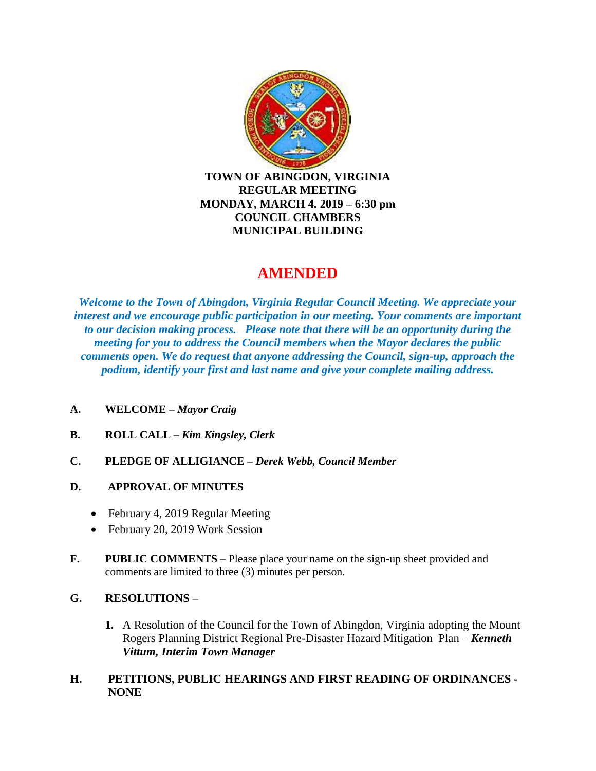**TOWN OF ABINGDON, VIRGINIA**
**REGULAR MEETING**
**MONDAY, MARCH 4. 2019 – 6:30 pm**
**COUNCIL CHAMBERS**
**MUNICIPAL BUILDING**

# AMENDED

***Welcome to the Town of Abingdon, Virginia Regular Council Meeting. We appreciate your interest and we encourage public participation in our meeting. Your comments are important to our decision making process. Please note that there will be an opportunity during the meeting for you to address the Council members when the Mayor declares the public comments open. We do request that anyone addressing the Council, sign-up, approach the podium, identify your first and last name and give your complete mailing address.***

**A. WELCOME –** ***Mayor Craig***

**B. ROLL CALL –** ***Kim Kingsley, Clerk***

**C. PLEDGE OF ALLIGIANCE –** ***Derek Webb, Council Member***

**D. APPROVAL OF MINUTES**

- February 4, 2019 Regular Meeting
- February 20, 2019 Work Session

**F. PUBLIC COMMENTS –** Please place your name on the sign-up sheet provided and comments are limited to three (3) minutes per person.

**G. RESOLUTIONS –**

1. A Resolution of the Council for the Town of Abingdon, Virginia adopting the Mount Rogers Planning District Regional Pre-Disaster Hazard Mitigation Plan – ***Kenneth Vittum, Interim Town Manager***

**H. PETITIONS, PUBLIC HEARINGS AND FIRST READING OF ORDINANCES - NONE**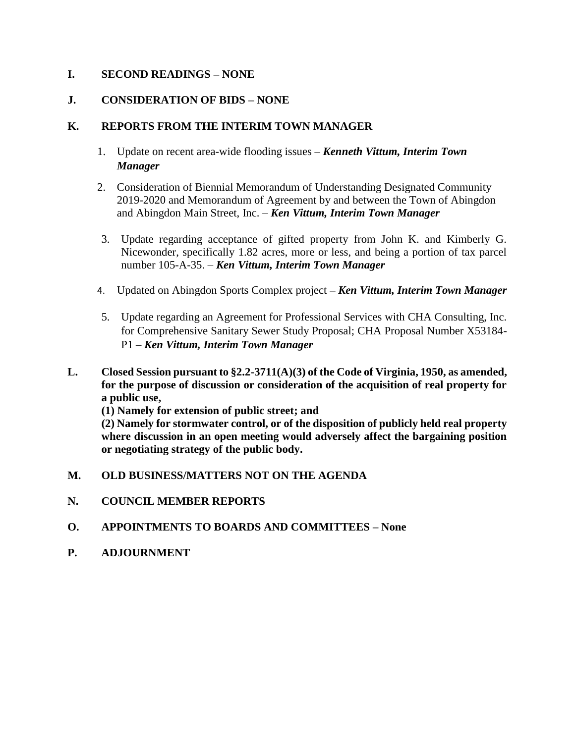**I. SECOND READINGS – NONE**

**J. CONSIDERATION OF BIDS – NONE**

**K. REPORTS FROM THE INTERIM TOWN MANAGER**

1. Update on recent area-wide flooding issues – ***Kenneth Vittum, Interim Town Manager***
2. Consideration of Biennial Memorandum of Understanding Designated Community 2019-2020 and Memorandum of Agreement by and between the Town of Abingdon and Abingdon Main Street, Inc. – ***Ken Vittum, Interim Town Manager***
3. Update regarding acceptance of gifted property from John K. and Kimberly G. Nicewonder, specifically 1.82 acres, more or less, and being a portion of tax parcel number 105-A-35. – ***Ken Vittum, Interim Town Manager***
4. Updated on Abingdon Sports Complex project **–** ***Ken Vittum, Interim Town Manager***
5. Update regarding an Agreement for Professional Services with CHA Consulting, Inc. for Comprehensive Sanitary Sewer Study Proposal; CHA Proposal Number X53184-P1 – ***Ken Vittum, Interim Town Manager***

**L. Closed Session pursuant to §2.2-3711(A)(3) of the Code of Virginia, 1950, as amended, for the purpose of discussion or consideration of the acquisition of real property for a public use,**
**(1) Namely for extension of public street; and**
**(2) Namely for stormwater control, or of the disposition of publicly held real property where discussion in an open meeting would adversely affect the bargaining position or negotiating strategy of the public body.**

**M. OLD BUSINESS/MATTERS NOT ON THE AGENDA**

**N. COUNCIL MEMBER REPORTS**

**O. APPOINTMENTS TO BOARDS AND COMMITTEES – None**

**P. ADJOURNMENT**